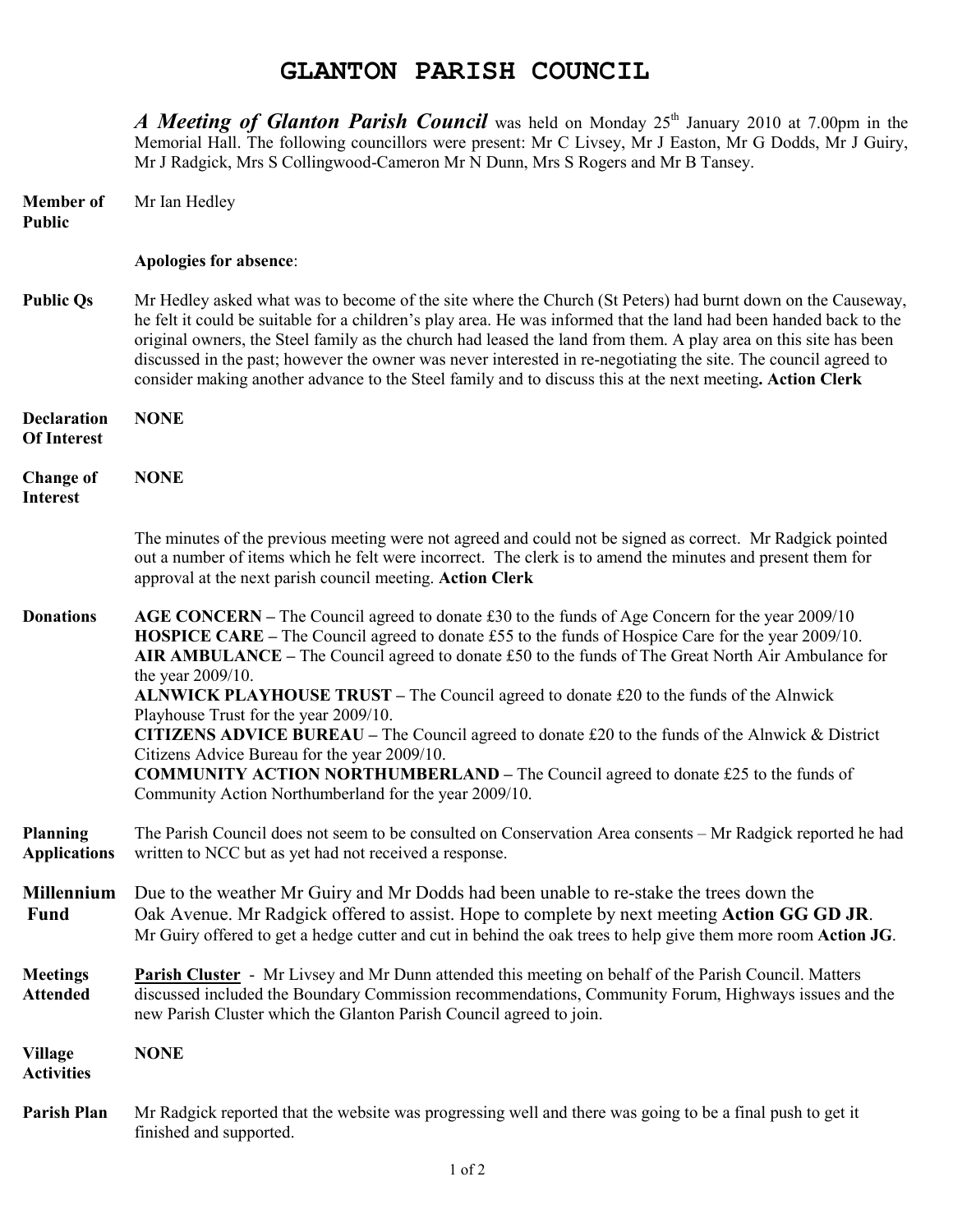# GLANTON PARISH COUNCIL

***A Meeting of Glanton Parish Council*** was held on Monday 25th January 2010 at 7.00pm in the Memorial Hall. The following councillors were present: Mr C Livsey, Mr J Easton, Mr G Dodds, Mr J Guiry, Mr J Radgick, Mrs S Collingwood-Cameron Mr N Dunn, Mrs S Rogers and Mr B Tansey.

**Member of Public** Mr Ian Hedley

**Apologies for absence**:

**Public Qs** Mr Hedley asked what was to become of the site where the Church (St Peters) had burnt down on the Causeway, he felt it could be suitable for a children's play area. He was informed that the land had been handed back to the original owners, the Steel family as the church had leased the land from them. A play area on this site has been discussed in the past; however the owner was never interested in re-negotiating the site. The council agreed to consider making another advance to the Steel family and to discuss this at the next meeting**. Action Clerk**

**Declaration Of Interest** **NONE**

**Change of Interest** **NONE**

The minutes of the previous meeting were not agreed and could not be signed as correct. Mr Radgick pointed out a number of items which he felt were incorrect. The clerk is to amend the minutes and present them for approval at the next parish council meeting. **Action Clerk**

**Donations**

**AGE CONCERN –** The Council agreed to donate £30 to the funds of Age Concern for the year 2009/10

**HOSPICE CARE –** The Council agreed to donate £55 to the funds of Hospice Care for the year 2009/10.

**AIR AMBULANCE –** The Council agreed to donate £50 to the funds of The Great North Air Ambulance for the year 2009/10.

**ALNWICK PLAYHOUSE TRUST –** The Council agreed to donate £20 to the funds of the Alnwick Playhouse Trust for the year 2009/10.

**CITIZENS ADVICE BUREAU –** The Council agreed to donate £20 to the funds of the Alnwick & District Citizens Advice Bureau for the year 2009/10.

**COMMUNITY ACTION NORTHUMBERLAND –** The Council agreed to donate £25 to the funds of Community Action Northumberland for the year 2009/10.

**Planning Applications** The Parish Council does not seem to be consulted on Conservation Area consents – Mr Radgick reported he had written to NCC but as yet had not received a response.

**Millennium Fund** Due to the weather Mr Guiry and Mr Dodds had been unable to re-stake the trees down the Oak Avenue. Mr Radgick offered to assist. Hope to complete by next meeting **Action GG GD JR**. Mr Guiry offered to get a hedge cutter and cut in behind the oak trees to help give them more room **Action JG**.

**Meetings Attended** **Parish Cluster** - Mr Livsey and Mr Dunn attended this meeting on behalf of the Parish Council. Matters discussed included the Boundary Commission recommendations, Community Forum, Highways issues and the new Parish Cluster which the Glanton Parish Council agreed to join.

**Village Activities** **NONE**

**Parish Plan** Mr Radgick reported that the website was progressing well and there was going to be a final push to get it finished and supported.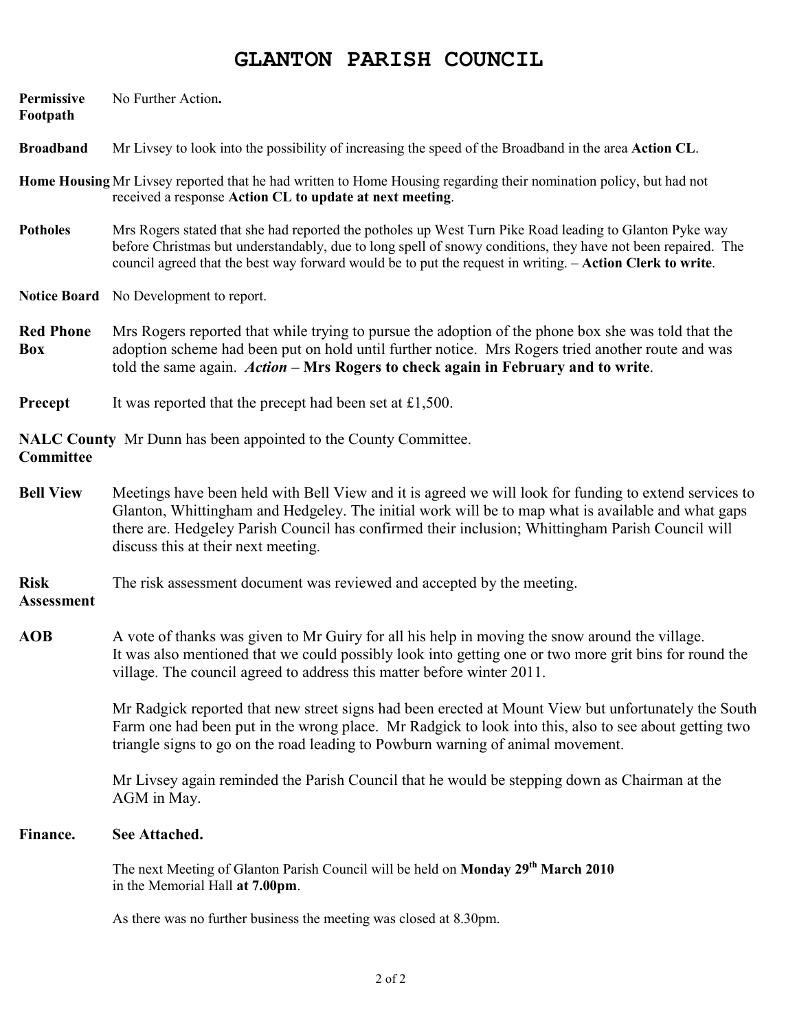# GLANTON PARISH COUNCIL

**Permissive Footpath** No Further Action**.**

**Broadband** Mr Livsey to look into the possibility of increasing the speed of the Broadband in the area **Action CL**.

**Home Housing** Mr Livsey reported that he had written to Home Housing regarding their nomination policy, but had not received a response **Action CL to update at next meeting**.

**Potholes** Mrs Rogers stated that she had reported the potholes up West Turn Pike Road leading to Glanton Pyke way before Christmas but understandably, due to long spell of snowy conditions, they have not been repaired. The council agreed that the best way forward would be to put the request in writing. – **Action Clerk to write**.

**Notice Board** No Development to report.

**Red Phone Box** Mrs Rogers reported that while trying to pursue the adoption of the phone box she was told that the adoption scheme had been put on hold until further notice. Mrs Rogers tried another route and was told the same again. ***Action*** **– Mrs Rogers to check again in February and to write**.

**Precept** It was reported that the precept had been set at £1,500.

**NALC County Committee** Mr Dunn has been appointed to the County Committee.

**Bell View** Meetings have been held with Bell View and it is agreed we will look for funding to extend services to Glanton, Whittingham and Hedgeley. The initial work will be to map what is available and what gaps there are. Hedgeley Parish Council has confirmed their inclusion; Whittingham Parish Council will discuss this at their next meeting.

**Risk Assessment** The risk assessment document was reviewed and accepted by the meeting.

**AOB** A vote of thanks was given to Mr Guiry for all his help in moving the snow around the village. It was also mentioned that we could possibly look into getting one or two more grit bins for round the village. The council agreed to address this matter before winter 2011.

Mr Radgick reported that new street signs had been erected at Mount View but unfortunately the South Farm one had been put in the wrong place. Mr Radgick to look into this, also to see about getting two triangle signs to go on the road leading to Powburn warning of animal movement.

Mr Livsey again reminded the Parish Council that he would be stepping down as Chairman at the AGM in May.

**Finance. See Attached.**

The next Meeting of Glanton Parish Council will be held on **Monday 29th March 2010** in the Memorial Hall **at 7.00pm**.

As there was no further business the meeting was closed at 8.30pm.